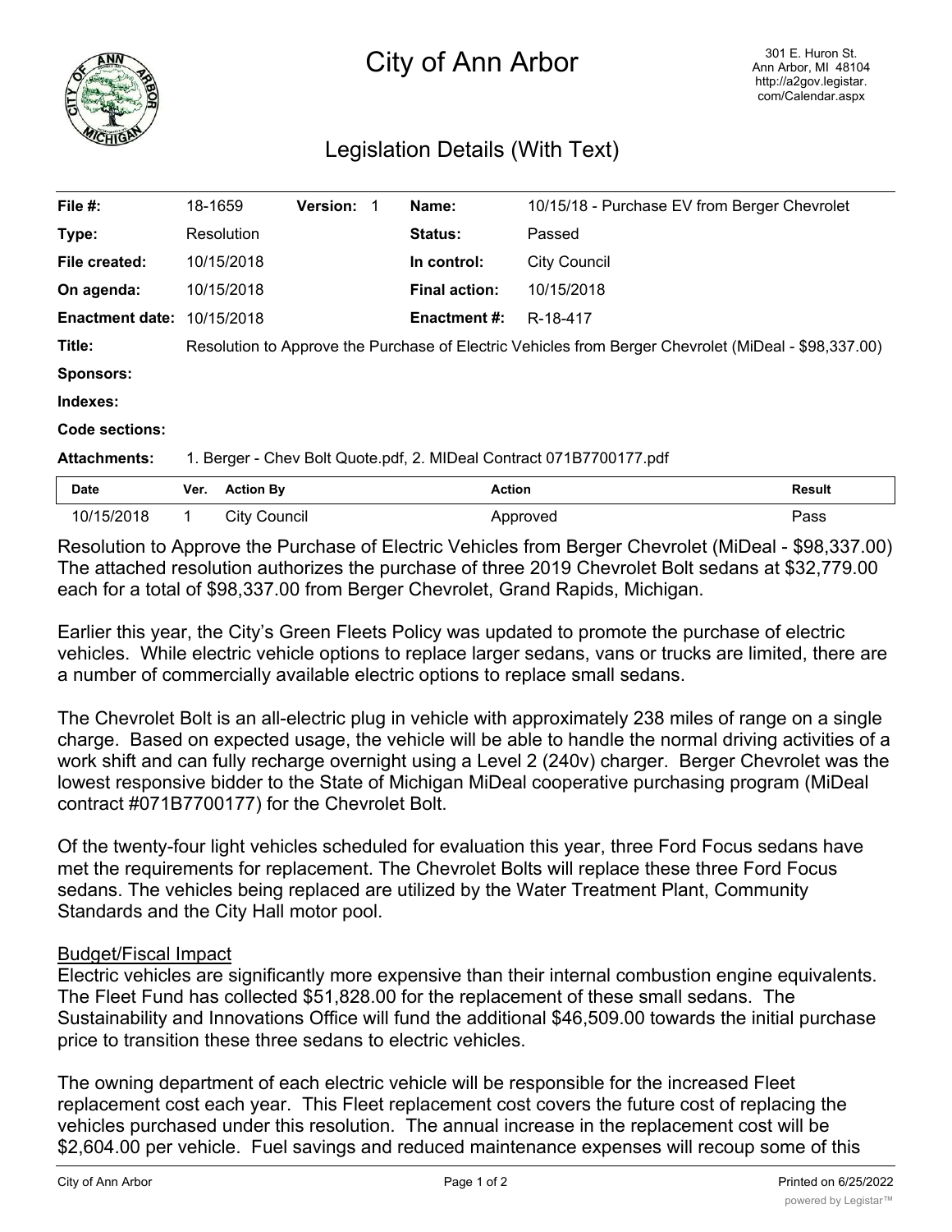# City of Ann Arbor

301 E. Huron St.
Ann Arbor, MI 48104
http://a2gov.legistar.com/Calendar.aspx

## Legislation Details (With Text)

| | | | | | |
|---|---|---|---|---|---|
| **File #:** | 18-1659 | **Version:** 1 | | **Name:** | 10/15/18 - Purchase EV from Berger Chevrolet |
| **Type:** | Resolution | | | **Status:** | Passed |
| **File created:** | 10/15/2018 | | | **In control:** | City Council |
| **On agenda:** | 10/15/2018 | | | **Final action:** | 10/15/2018 |
| **Enactment date:** | 10/15/2018 | | | **Enactment #:** | R-18-417 |

**Title:** Resolution to Approve the Purchase of Electric Vehicles from Berger Chevrolet (MiDeal - $98,337.00)

**Sponsors:**

**Indexes:**

**Code sections:**

**Attachments:** 1. Berger - Chev Bolt Quote.pdf, 2. MIDeal Contract 071B7700177.pdf

| Date | Ver. | Action By | Action | Result |
|---|---|---|---|---|
| 10/15/2018 | 1 | City Council | Approved | Pass |

Resolution to Approve the Purchase of Electric Vehicles from Berger Chevrolet (MiDeal - $98,337.00)
The attached resolution authorizes the purchase of three 2019 Chevrolet Bolt sedans at $32,779.00 each for a total of $98,337.00 from Berger Chevrolet, Grand Rapids, Michigan.

Earlier this year, the City's Green Fleets Policy was updated to promote the purchase of electric vehicles. While electric vehicle options to replace larger sedans, vans or trucks are limited, there are a number of commercially available electric options to replace small sedans.

The Chevrolet Bolt is an all-electric plug in vehicle with approximately 238 miles of range on a single charge. Based on expected usage, the vehicle will be able to handle the normal driving activities of a work shift and can fully recharge overnight using a Level 2 (240v) charger. Berger Chevrolet was the lowest responsive bidder to the State of Michigan MiDeal cooperative purchasing program (MiDeal contract #071B7700177) for the Chevrolet Bolt.

Of the twenty-four light vehicles scheduled for evaluation this year, three Ford Focus sedans have met the requirements for replacement. The Chevrolet Bolts will replace these three Ford Focus sedans. The vehicles being replaced are utilized by the Water Treatment Plant, Community Standards and the City Hall motor pool.

Budget/Fiscal Impact

Electric vehicles are significantly more expensive than their internal combustion engine equivalents. The Fleet Fund has collected $51,828.00 for the replacement of these small sedans. The Sustainability and Innovations Office will fund the additional $46,509.00 towards the initial purchase price to transition these three sedans to electric vehicles.

The owning department of each electric vehicle will be responsible for the increased Fleet replacement cost each year. This Fleet replacement cost covers the future cost of replacing the vehicles purchased under this resolution. The annual increase in the replacement cost will be $2,604.00 per vehicle. Fuel savings and reduced maintenance expenses will recoup some of this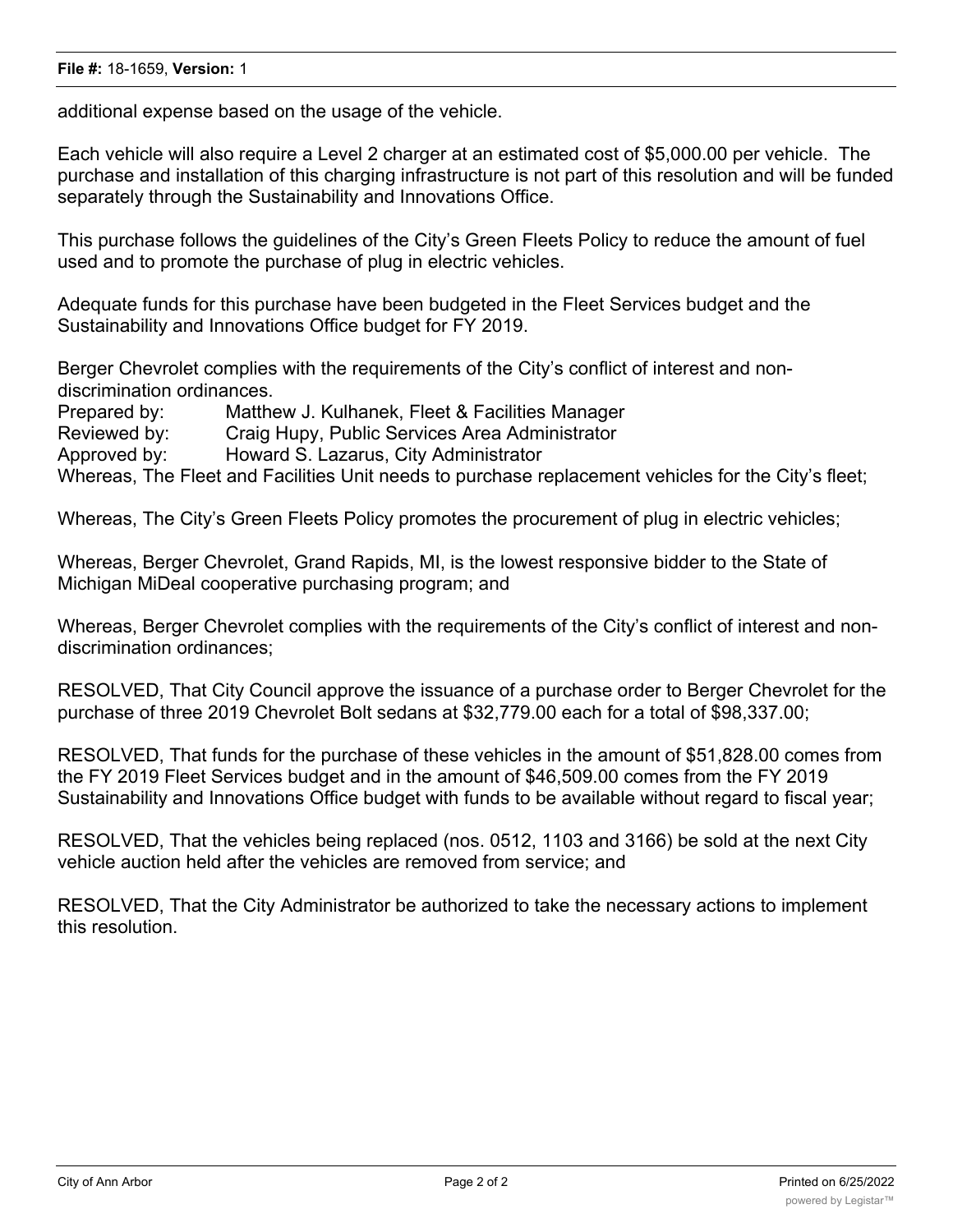additional expense based on the usage of the vehicle.

Each vehicle will also require a Level 2 charger at an estimated cost of $5,000.00 per vehicle. The purchase and installation of this charging infrastructure is not part of this resolution and will be funded separately through the Sustainability and Innovations Office.

This purchase follows the guidelines of the City's Green Fleets Policy to reduce the amount of fuel used and to promote the purchase of plug in electric vehicles.

Adequate funds for this purchase have been budgeted in the Fleet Services budget and the Sustainability and Innovations Office budget for FY 2019.

Berger Chevrolet complies with the requirements of the City's conflict of interest and non-discrimination ordinances.

Prepared by: Matthew J. Kulhanek, Fleet & Facilities Manager
Reviewed by: Craig Hupy, Public Services Area Administrator
Approved by: Howard S. Lazarus, City Administrator

Whereas, The Fleet and Facilities Unit needs to purchase replacement vehicles for the City's fleet;

Whereas, The City's Green Fleets Policy promotes the procurement of plug in electric vehicles;

Whereas, Berger Chevrolet, Grand Rapids, MI, is the lowest responsive bidder to the State of Michigan MiDeal cooperative purchasing program; and

Whereas, Berger Chevrolet complies with the requirements of the City's conflict of interest and non-discrimination ordinances;

RESOLVED, That City Council approve the issuance of a purchase order to Berger Chevrolet for the purchase of three 2019 Chevrolet Bolt sedans at $32,779.00 each for a total of $98,337.00;

RESOLVED, That funds for the purchase of these vehicles in the amount of $51,828.00 comes from the FY 2019 Fleet Services budget and in the amount of $46,509.00 comes from the FY 2019 Sustainability and Innovations Office budget with funds to be available without regard to fiscal year;

RESOLVED, That the vehicles being replaced (nos. 0512, 1103 and 3166) be sold at the next City vehicle auction held after the vehicles are removed from service; and

RESOLVED, That the City Administrator be authorized to take the necessary actions to implement this resolution.